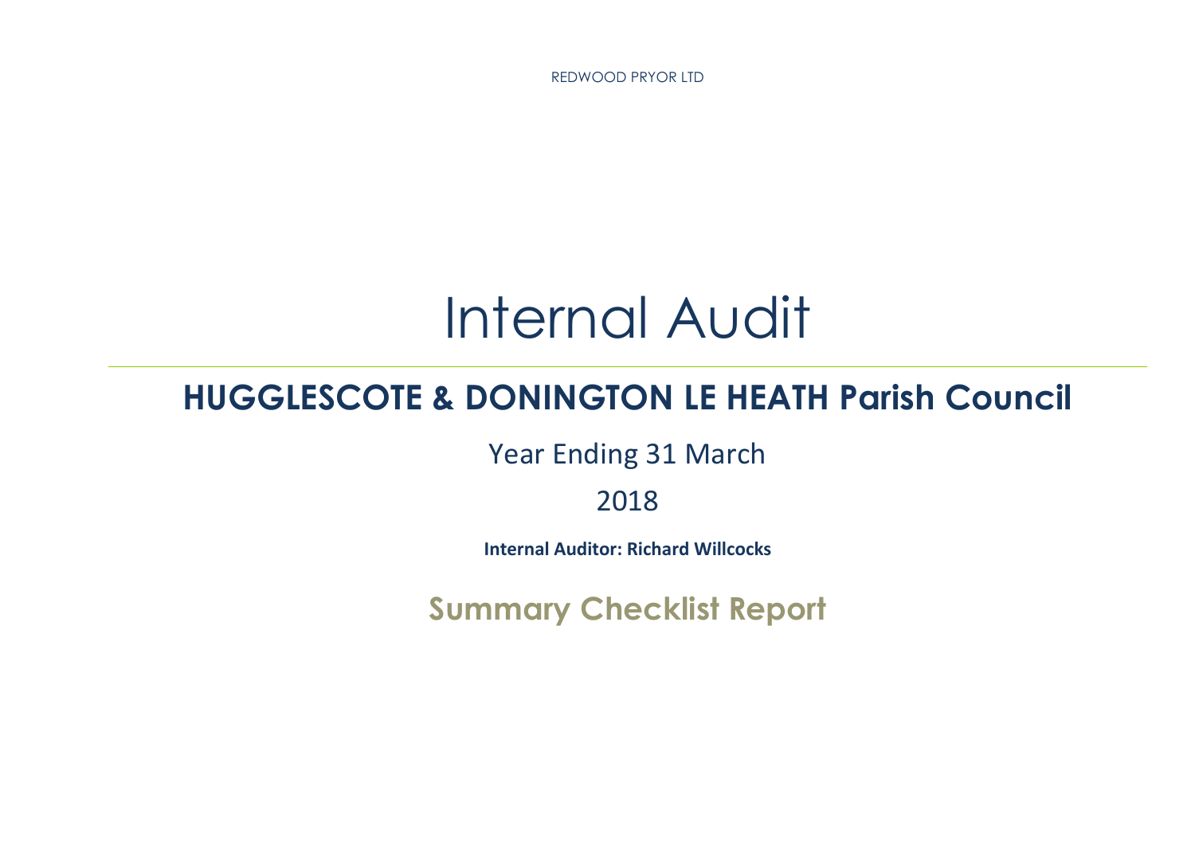REDWOOD PRYOR LTD

# Internal Audit

## HUGGLESCOTE & DONINGTON LE HEATH Parish Council

Year Ending 31 March

2018

**Internal Auditor: Richard Willcocks**

## Summary Checklist Report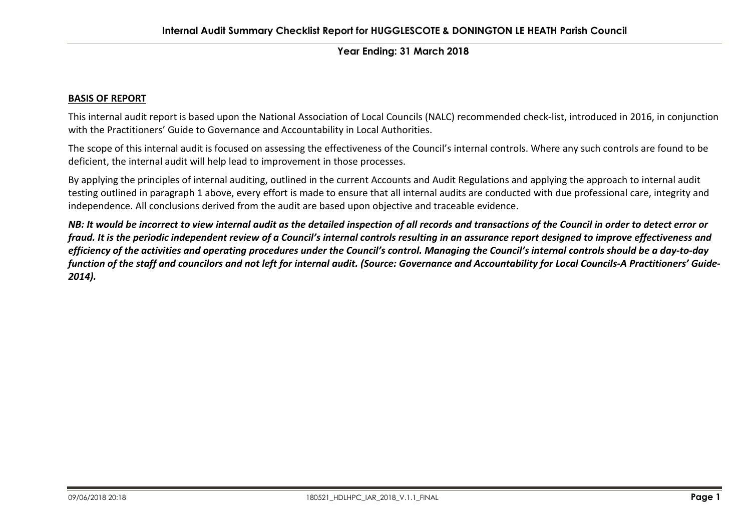**Year Ending: 31 March 2018**

**BASIS OF REPORT**

This internal audit report is based upon the National Association of Local Councils (NALC) recommended check-list, introduced in 2016, in conjunction with the Practitioners' Guide to Governance and Accountability in Local Authorities.

The scope of this internal audit is focused on assessing the effectiveness of the Council's internal controls. Where any such controls are found to be deficient, the internal audit will help lead to improvement in those processes.

By applying the principles of internal auditing, outlined in the current Accounts and Audit Regulations and applying the approach to internal audit testing outlined in paragraph 1 above, every effort is made to ensure that all internal audits are conducted with due professional care, integrity and independence. All conclusions derived from the audit are based upon objective and traceable evidence.

***NB: It would be incorrect to view internal audit as the detailed inspection of all records and transactions of the Council in order to detect error or fraud. It is the periodic independent review of a Council's internal controls resulting in an assurance report designed to improve effectiveness and efficiency of the activities and operating procedures under the Council's control. Managing the Council's internal controls should be a day-to-day function of the staff and councilors and not left for internal audit. (Source: Governance and Accountability for Local Councils-A Practitioners' Guide-2014).***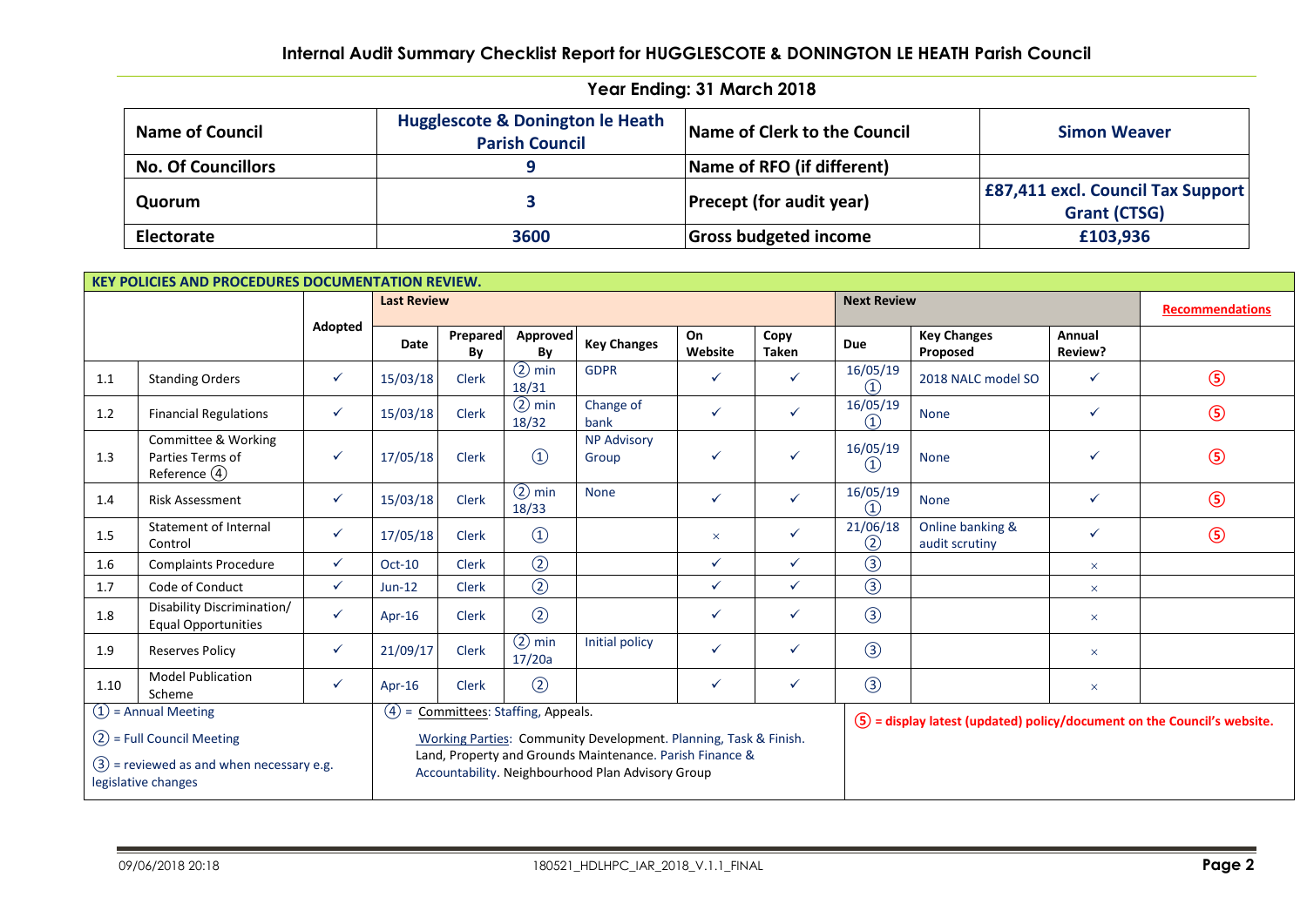## Internal Audit Summary Checklist Report for HUGGLESCOTE & DONINGTON LE HEATH Parish Council

### Year Ending: 31 March 2018

| Name of Council | Hugglescote & Donington le Heath Parish Council | Name of Clerk to the Council | Simon Weaver |
|---|---|---|---|
| No. Of Councillors | 9 | Name of RFO (if different) | |
| Quorum | 3 | Precept (for audit year) | £87,411 excl. Council Tax Support Grant (CTSG) |
| Electorate | 3600 | Gross budgeted income | £103,936 |

**KEY POLICIES AND PROCEDURES DOCUMENTATION REVIEW.**

| | | Adopted | Last Review | | | | | | Next Review | | | Recommendations |
|---|---|---|---|---|---|---|---|---|---|---|---|---|
| | | | Date | Prepared By | Approved By | Key Changes | On Website | Copy Taken | Due | Key Changes Proposed | Annual Review? | |
| 1.1 | Standing Orders | ✓ | 15/03/18 | Clerk | ② min 18/31 | GDPR | ✓ | ✓ | 16/05/19 ① | 2018 NALC model SO | ✓ | ⑤ |
| 1.2 | Financial Regulations | ✓ | 15/03/18 | Clerk | ② min 18/32 | Change of bank | ✓ | ✓ | 16/05/19 ① | None | ✓ | ⑤ |
| 1.3 | Committee & Working Parties Terms of Reference ④ | ✓ | 17/05/18 | Clerk | ① | NP Advisory Group | ✓ | ✓ | 16/05/19 ① | None | ✓ | ⑤ |
| 1.4 | Risk Assessment | ✓ | 15/03/18 | Clerk | ② min 18/33 | None | ✓ | ✓ | 16/05/19 ① | None | ✓ | ⑤ |
| 1.5 | Statement of Internal Control | ✓ | 17/05/18 | Clerk | ① | | × | ✓ | 21/06/18 ② | Online banking & audit scrutiny | ✓ | ⑤ |
| 1.6 | Complaints Procedure | ✓ | Oct-10 | Clerk | ② | | ✓ | ✓ | ③ | | × | |
| 1.7 | Code of Conduct | ✓ | Jun-12 | Clerk | ② | | ✓ | ✓ | ③ | | × | |
| 1.8 | Disability Discrimination/ Equal Opportunities | ✓ | Apr-16 | Clerk | ② | | ✓ | ✓ | ③ | | × | |
| 1.9 | Reserves Policy | ✓ | 21/09/17 | Clerk | ② min 17/20a | Initial policy | ✓ | ✓ | ③ | | × | |
| 1.10 | Model Publication Scheme | ✓ | Apr-16 | Clerk | ② | | ✓ | ✓ | ③ | | × | |

① = Annual Meeting

② = Full Council Meeting

③ = reviewed as and when necessary e.g. legislative changes

④ = Committees: Staffing, Appeals.

Working Parties: Community Development. Planning, Task & Finish. Land, Property and Grounds Maintenance. Parish Finance & Accountability. Neighbourhood Plan Advisory Group

⑤ = display latest (updated) policy/document on the Council's website.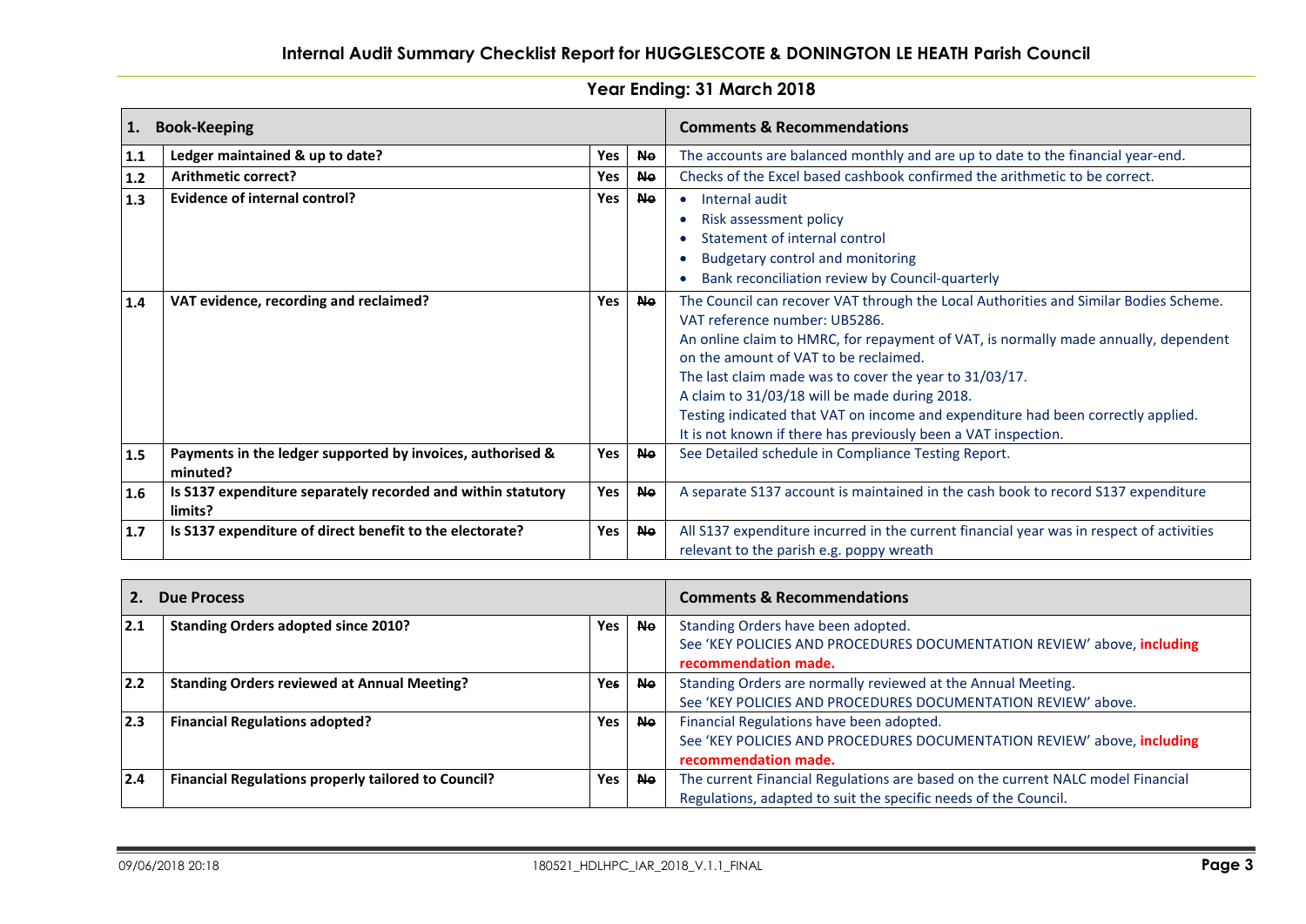# Internal Audit Summary Checklist Report for HUGGLESCOTE & DONINGTON LE HEATH Parish Council

## Year Ending: 31 March 2018

| 1. | Book-Keeping | | | Comments & Recommendations |
|---|---|---|---|---|
| 1.1 | **Ledger maintained & up to date?** | Yes | ~~No~~ | The accounts are balanced monthly and are up to date to the financial year-end. |
| 1.2 | **Arithmetic correct?** | Yes | ~~No~~ | Checks of the Excel based cashbook confirmed the arithmetic to be correct. |
| 1.3 | **Evidence of internal control?** | Yes | ~~No~~ | • Internal audit<br>• Risk assessment policy<br>• Statement of internal control<br>• Budgetary control and monitoring<br>• Bank reconciliation review by Council-quarterly |
| 1.4 | **VAT evidence, recording and reclaimed?** | Yes | ~~No~~ | The Council can recover VAT through the Local Authorities and Similar Bodies Scheme. VAT reference number: UB5286.<br>An online claim to HMRC, for repayment of VAT, is normally made annually, dependent on the amount of VAT to be reclaimed.<br>The last claim made was to cover the year to 31/03/17.<br>A claim to 31/03/18 will be made during 2018.<br>Testing indicated that VAT on income and expenditure had been correctly applied.<br>It is not known if there has previously been a VAT inspection. |
| 1.5 | **Payments in the ledger supported by invoices, authorised & minuted?** | Yes | ~~No~~ | See Detailed schedule in Compliance Testing Report. |
| 1.6 | **Is S137 expenditure separately recorded and within statutory limits?** | Yes | ~~No~~ | A separate S137 account is maintained in the cash book to record S137 expenditure |
| 1.7 | **Is S137 expenditure of direct benefit to the electorate?** | Yes | ~~No~~ | All S137 expenditure incurred in the current financial year was in respect of activities relevant to the parish e.g. poppy wreath |

| 2. | Due Process | | | Comments & Recommendations |
|---|---|---|---|---|
| 2.1 | **Standing Orders adopted since 2010?** | Yes | ~~No~~ | Standing Orders have been adopted.<br>See 'KEY POLICIES AND PROCEDURES DOCUMENTATION REVIEW' above, **including recommendation made.** |
| 2.2 | **Standing Orders reviewed at Annual Meeting?** | Yes | ~~No~~ | Standing Orders are normally reviewed at the Annual Meeting.<br>See 'KEY POLICIES AND PROCEDURES DOCUMENTATION REVIEW' above. |
| 2.3 | **Financial Regulations adopted?** | Yes | ~~No~~ | Financial Regulations have been adopted.<br>See 'KEY POLICIES AND PROCEDURES DOCUMENTATION REVIEW' above, **including recommendation made.** |
| 2.4 | **Financial Regulations properly tailored to Council?** | Yes | ~~No~~ | The current Financial Regulations are based on the current NALC model Financial Regulations, adapted to suit the specific needs of the Council. |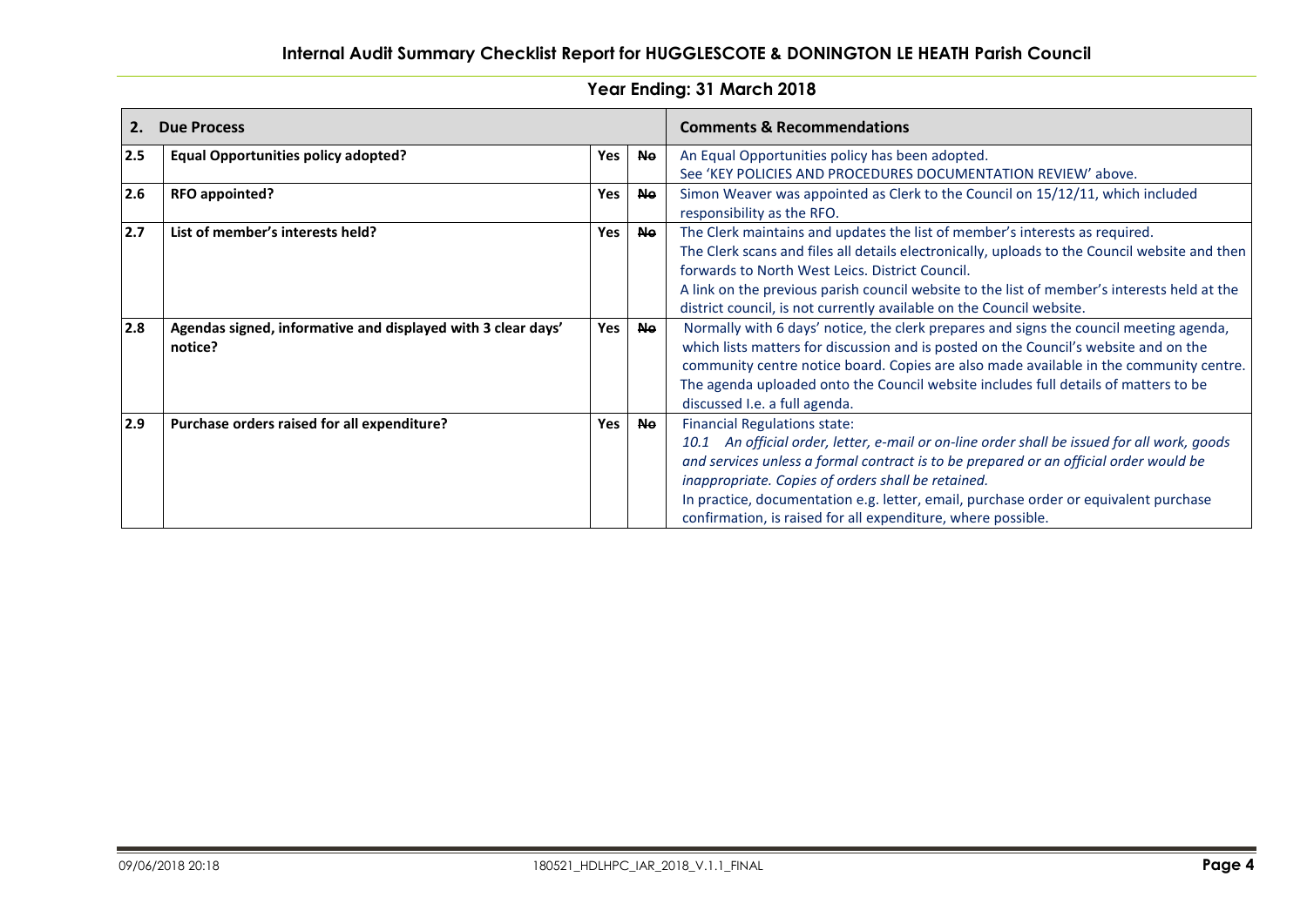## Internal Audit Summary Checklist Report for HUGGLESCOTE & DONINGTON LE HEATH Parish Council

### Year Ending: 31 March 2018

| 2. | Due Process | | | Comments & Recommendations |
|---|---|---|---|---|
| 2.5 | **Equal Opportunities policy adopted?** | **Yes** | ~~**No**~~ | An Equal Opportunities policy has been adopted.<br>See 'KEY POLICIES AND PROCEDURES DOCUMENTATION REVIEW' above. |
| 2.6 | **RFO appointed?** | **Yes** | ~~**No**~~ | Simon Weaver was appointed as Clerk to the Council on 15/12/11, which included responsibility as the RFO. |
| 2.7 | **List of member's interests held?** | **Yes** | ~~**No**~~ | The Clerk maintains and updates the list of member's interests as required.<br>The Clerk scans and files all details electronically, uploads to the Council website and then forwards to North West Leics. District Council.<br>A link on the previous parish council website to the list of member's interests held at the district council, is not currently available on the Council website. |
| 2.8 | **Agendas signed, informative and displayed with 3 clear days' notice?** | **Yes** | ~~**No**~~ | Normally with 6 days' notice, the clerk prepares and signs the council meeting agenda, which lists matters for discussion and is posted on the Council's website and on the community centre notice board. Copies are also made available in the community centre.<br>The agenda uploaded onto the Council website includes full details of matters to be discussed I.e. a full agenda. |
| 2.9 | **Purchase orders raised for all expenditure?** | **Yes** | ~~**No**~~ | Financial Regulations state:<br>*10.1 An official order, letter, e-mail or on-line order shall be issued for all work, goods and services unless a formal contract is to be prepared or an official order would be inappropriate. Copies of orders shall be retained.*<br>In practice, documentation e.g. letter, email, purchase order or equivalent purchase confirmation, is raised for all expenditure, where possible. |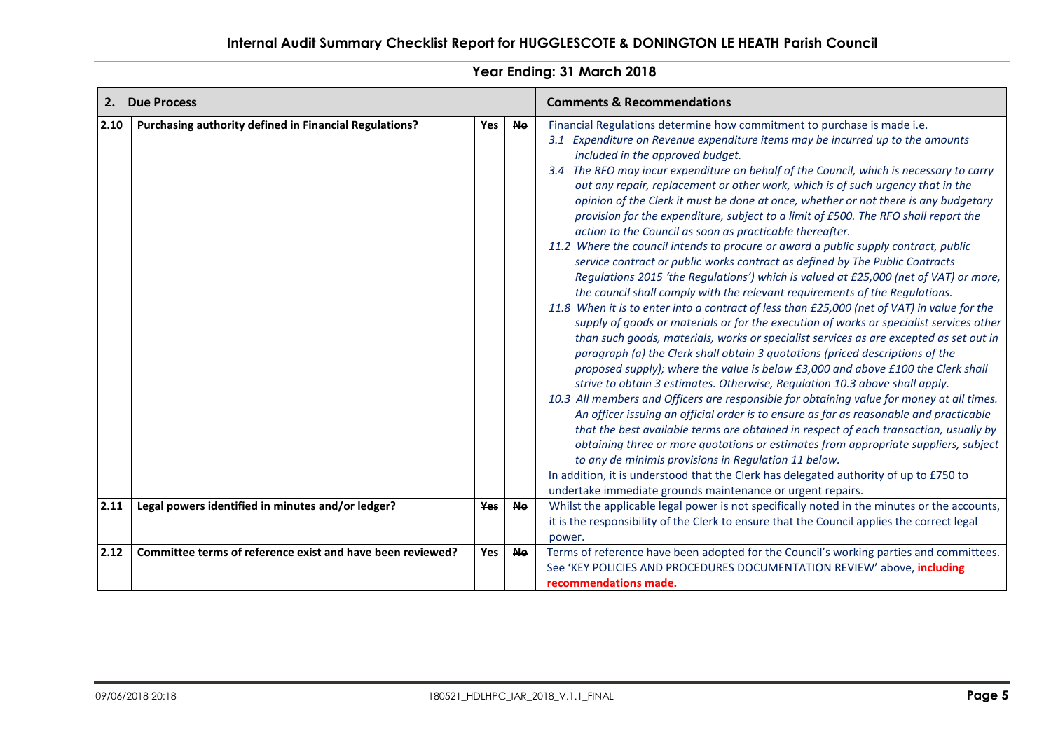## Internal Audit Summary Checklist Report for HUGGLESCOTE & DONINGTON LE HEATH Parish Council

### Year Ending: 31 March 2018

| 2. | Due Process | | | Comments & Recommendations |
|---|---|---|---|---|
| 2.10 | **Purchasing authority defined in Financial Regulations?** | **Yes** | ~~**No**~~ | Financial Regulations determine how commitment to purchase is made i.e. *3.1 Expenditure on Revenue expenditure items may be incurred up to the amounts included in the approved budget.* *3.4 The RFO may incur expenditure on behalf of the Council, which is necessary to carry out any repair, replacement or other work, which is of such urgency that in the opinion of the Clerk it must be done at once, whether or not there is any budgetary provision for the expenditure, subject to a limit of £500. The RFO shall report the action to the Council as soon as practicable thereafter.* *11.2 Where the council intends to procure or award a public supply contract, public service contract or public works contract as defined by The Public Contracts Regulations 2015 'the Regulations') which is valued at £25,000 (net of VAT) or more, the council shall comply with the relevant requirements of the Regulations.* *11.8 When it is to enter into a contract of less than £25,000 (net of VAT) in value for the supply of goods or materials or for the execution of works or specialist services other than such goods, materials, works or specialist services as are excepted as set out in paragraph (a) the Clerk shall obtain 3 quotations (priced descriptions of the proposed supply); where the value is below £3,000 and above £100 the Clerk shall strive to obtain 3 estimates. Otherwise, Regulation 10.3 above shall apply.* *10.3 All members and Officers are responsible for obtaining value for money at all times. An officer issuing an official order is to ensure as far as reasonable and practicable that the best available terms are obtained in respect of each transaction, usually by obtaining three or more quotations or estimates from appropriate suppliers, subject to any de minimis provisions in Regulation 11 below.* In addition, it is understood that the Clerk has delegated authority of up to £750 to undertake immediate grounds maintenance or urgent repairs. |
| 2.11 | **Legal powers identified in minutes and/or ledger?** | ~~**Yes**~~ | ~~**No**~~ | Whilst the applicable legal power is not specifically noted in the minutes or the accounts, it is the responsibility of the Clerk to ensure that the Council applies the correct legal power. |
| 2.12 | **Committee terms of reference exist and have been reviewed?** | **Yes** | ~~**No**~~ | Terms of reference have been adopted for the Council's working parties and committees. See 'KEY POLICIES AND PROCEDURES DOCUMENTATION REVIEW' above, **including recommendations made.** |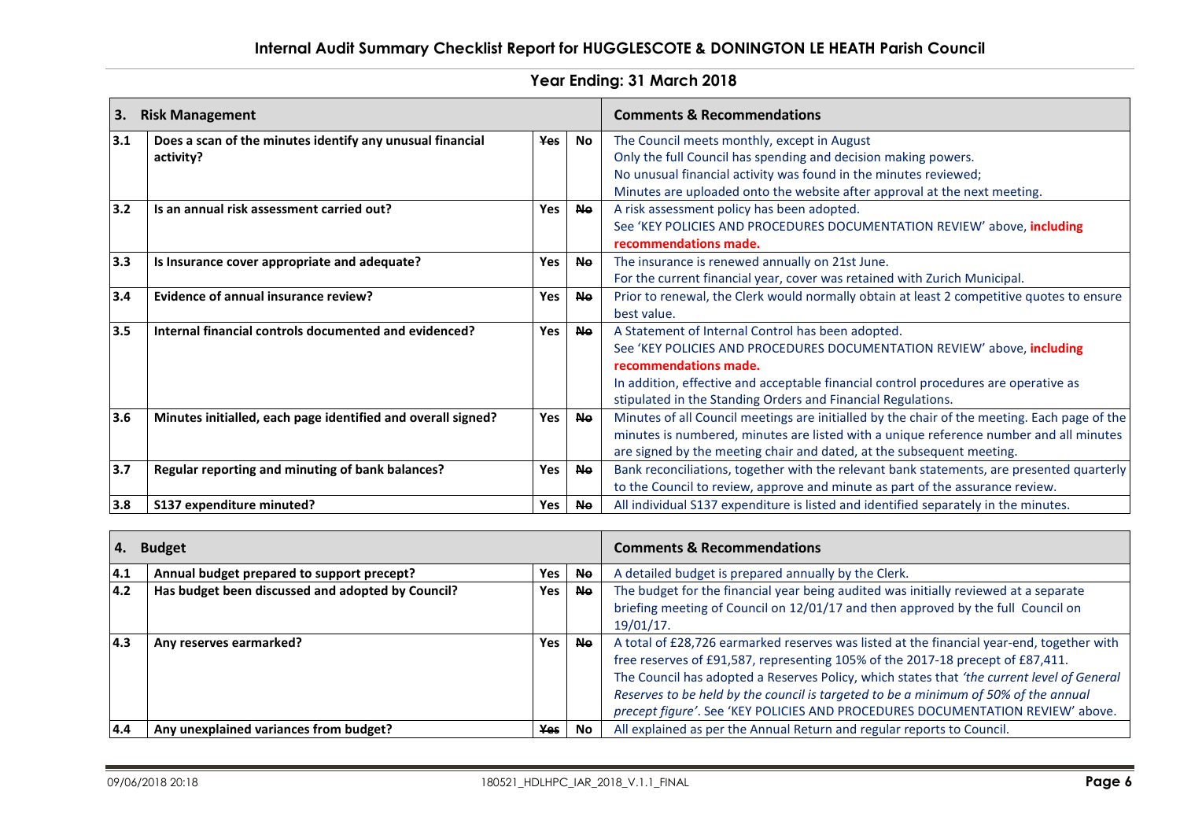## Internal Audit Summary Checklist Report for HUGGLESCOTE & DONINGTON LE HEATH Parish Council

### Year Ending: 31 March 2018

| 3. | Risk Management | | | Comments & Recommendations |
|---|---|---|---|---|
| 3.1 | **Does a scan of the minutes identify any unusual financial activity?** | ~~Yes~~ | **No** | The Council meets monthly, except in August<br>Only the full Council has spending and decision making powers.<br>No unusual financial activity was found in the minutes reviewed;<br>Minutes are uploaded onto the website after approval at the next meeting. |
| 3.2 | **Is an annual risk assessment carried out?** | **Yes** | ~~No~~ | A risk assessment policy has been adopted.<br>See 'KEY POLICIES AND PROCEDURES DOCUMENTATION REVIEW' above, **including recommendations made.** |
| 3.3 | **Is Insurance cover appropriate and adequate?** | **Yes** | ~~No~~ | The insurance is renewed annually on 21st June.<br>For the current financial year, cover was retained with Zurich Municipal. |
| 3.4 | **Evidence of annual insurance review?** | **Yes** | ~~No~~ | Prior to renewal, the Clerk would normally obtain at least 2 competitive quotes to ensure best value. |
| 3.5 | **Internal financial controls documented and evidenced?** | **Yes** | ~~No~~ | A Statement of Internal Control has been adopted.<br>See 'KEY POLICIES AND PROCEDURES DOCUMENTATION REVIEW' above, **including recommendations made.**<br>In addition, effective and acceptable financial control procedures are operative as stipulated in the Standing Orders and Financial Regulations. |
| 3.6 | **Minutes initialled, each page identified and overall signed?** | **Yes** | ~~No~~ | Minutes of all Council meetings are initialled by the chair of the meeting. Each page of the minutes is numbered, minutes are listed with a unique reference number and all minutes are signed by the meeting chair and dated, at the subsequent meeting. |
| 3.7 | **Regular reporting and minuting of bank balances?** | **Yes** | ~~No~~ | Bank reconciliations, together with the relevant bank statements, are presented quarterly to the Council to review, approve and minute as part of the assurance review. |
| 3.8 | **S137 expenditure minuted?** | **Yes** | ~~No~~ | All individual S137 expenditure is listed and identified separately in the minutes. |

| 4. | Budget | | | Comments & Recommendations |
|---|---|---|---|---|
| 4.1 | **Annual budget prepared to support precept?** | **Yes** | ~~No~~ | A detailed budget is prepared annually by the Clerk. |
| 4.2 | **Has budget been discussed and adopted by Council?** | **Yes** | ~~No~~ | The budget for the financial year being audited was initially reviewed at a separate briefing meeting of Council on 12/01/17 and then approved by the full Council on 19/01/17. |
| 4.3 | **Any reserves earmarked?** | **Yes** | ~~No~~ | A total of £28,726 earmarked reserves was listed at the financial year-end, together with free reserves of £91,587, representing 105% of the 2017-18 precept of £87,411.<br>The Council has adopted a Reserves Policy, which states that *'the current level of General Reserves to be held by the council is targeted to be a minimum of 50% of the annual precept figure'*. See 'KEY POLICIES AND PROCEDURES DOCUMENTATION REVIEW' above. |
| 4.4 | **Any unexplained variances from budget?** | ~~Yes~~ | **No** | All explained as per the Annual Return and regular reports to Council. |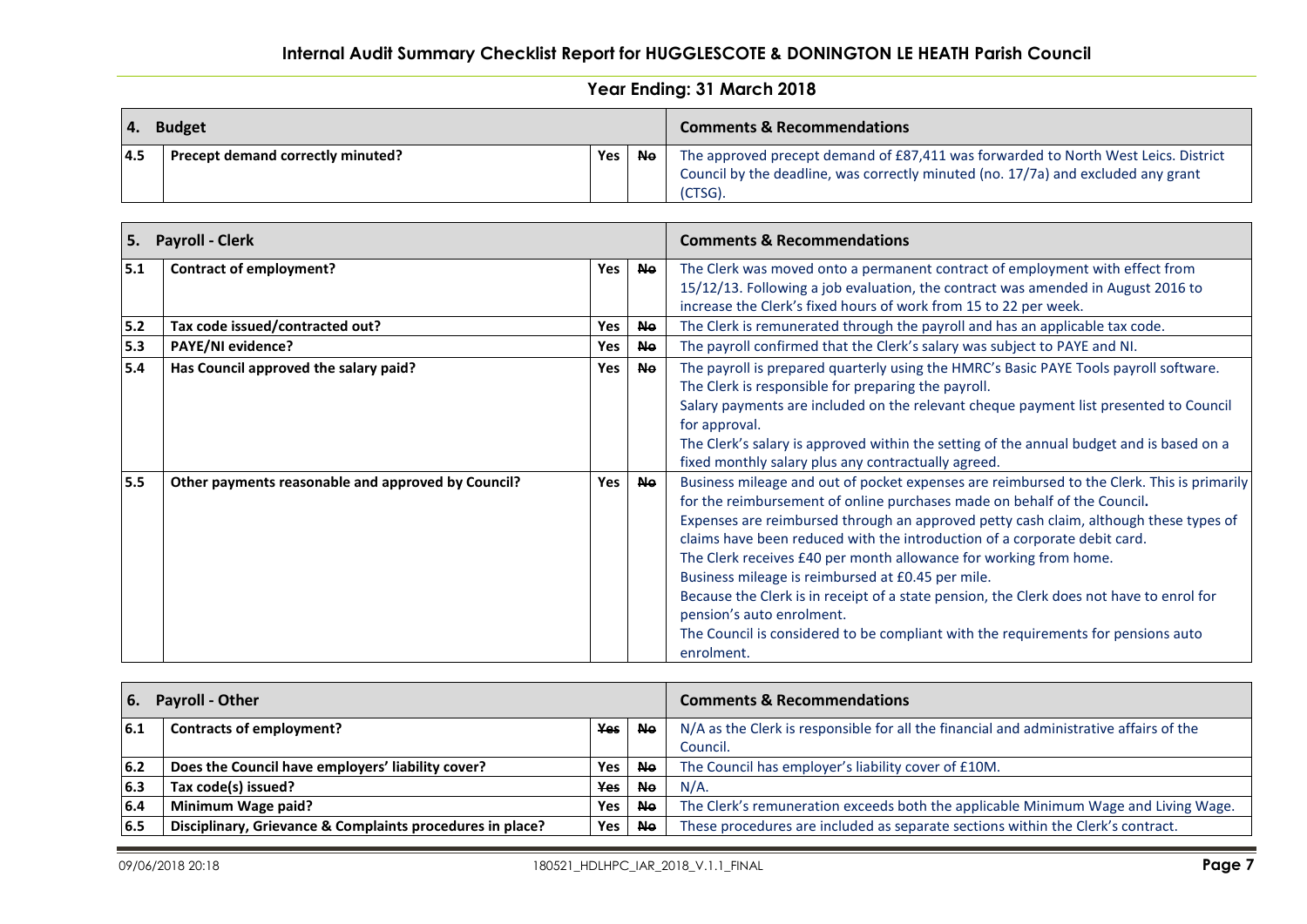**Internal Audit Summary Checklist Report for HUGGLESCOTE & DONINGTON LE HEATH Parish Council**

**Year Ending: 31 March 2018**

| 4. | Budget | | | Comments & Recommendations |
|---|---|---|---|---|
| 4.5 | Precept demand correctly minuted? | Yes | ~~No~~ | The approved precept demand of £87,411 was forwarded to North West Leics. District Council by the deadline, was correctly minuted (no. 17/7a) and excluded any grant (CTSG). |

| 5. | Payroll - Clerk | | | Comments & Recommendations |
|---|---|---|---|---|
| 5.1 | Contract of employment? | Yes | ~~No~~ | The Clerk was moved onto a permanent contract of employment with effect from 15/12/13. Following a job evaluation, the contract was amended in August 2016 to increase the Clerk's fixed hours of work from 15 to 22 per week. |
| 5.2 | Tax code issued/contracted out? | Yes | ~~No~~ | The Clerk is remunerated through the payroll and has an applicable tax code. |
| 5.3 | PAYE/NI evidence? | Yes | ~~No~~ | The payroll confirmed that the Clerk's salary was subject to PAYE and NI. |
| 5.4 | Has Council approved the salary paid? | Yes | ~~No~~ | The payroll is prepared quarterly using the HMRC's Basic PAYE Tools payroll software. The Clerk is responsible for preparing the payroll. Salary payments are included on the relevant cheque payment list presented to Council for approval. The Clerk's salary is approved within the setting of the annual budget and is based on a fixed monthly salary plus any contractually agreed. |
| 5.5 | Other payments reasonable and approved by Council? | Yes | ~~No~~ | Business mileage and out of pocket expenses are reimbursed to the Clerk. This is primarily for the reimbursement of online purchases made on behalf of the Council. Expenses are reimbursed through an approved petty cash claim, although these types of claims have been reduced with the introduction of a corporate debit card. The Clerk receives £40 per month allowance for working from home. Business mileage is reimbursed at £0.45 per mile. Because the Clerk is in receipt of a state pension, the Clerk does not have to enrol for pension's auto enrolment. The Council is considered to be compliant with the requirements for pensions auto enrolment. |

| 6. | Payroll - Other | | | Comments & Recommendations |
|---|---|---|---|---|
| 6.1 | Contracts of employment? | ~~Yes~~ | ~~No~~ | N/A as the Clerk is responsible for all the financial and administrative affairs of the Council. |
| 6.2 | Does the Council have employers' liability cover? | Yes | ~~No~~ | The Council has employer's liability cover of £10M. |
| 6.3 | Tax code(s) issued? | ~~Yes~~ | ~~No~~ | N/A. |
| 6.4 | Minimum Wage paid? | Yes | ~~No~~ | The Clerk's remuneration exceeds both the applicable Minimum Wage and Living Wage. |
| 6.5 | Disciplinary, Grievance & Complaints procedures in place? | Yes | ~~No~~ | These procedures are included as separate sections within the Clerk's contract. |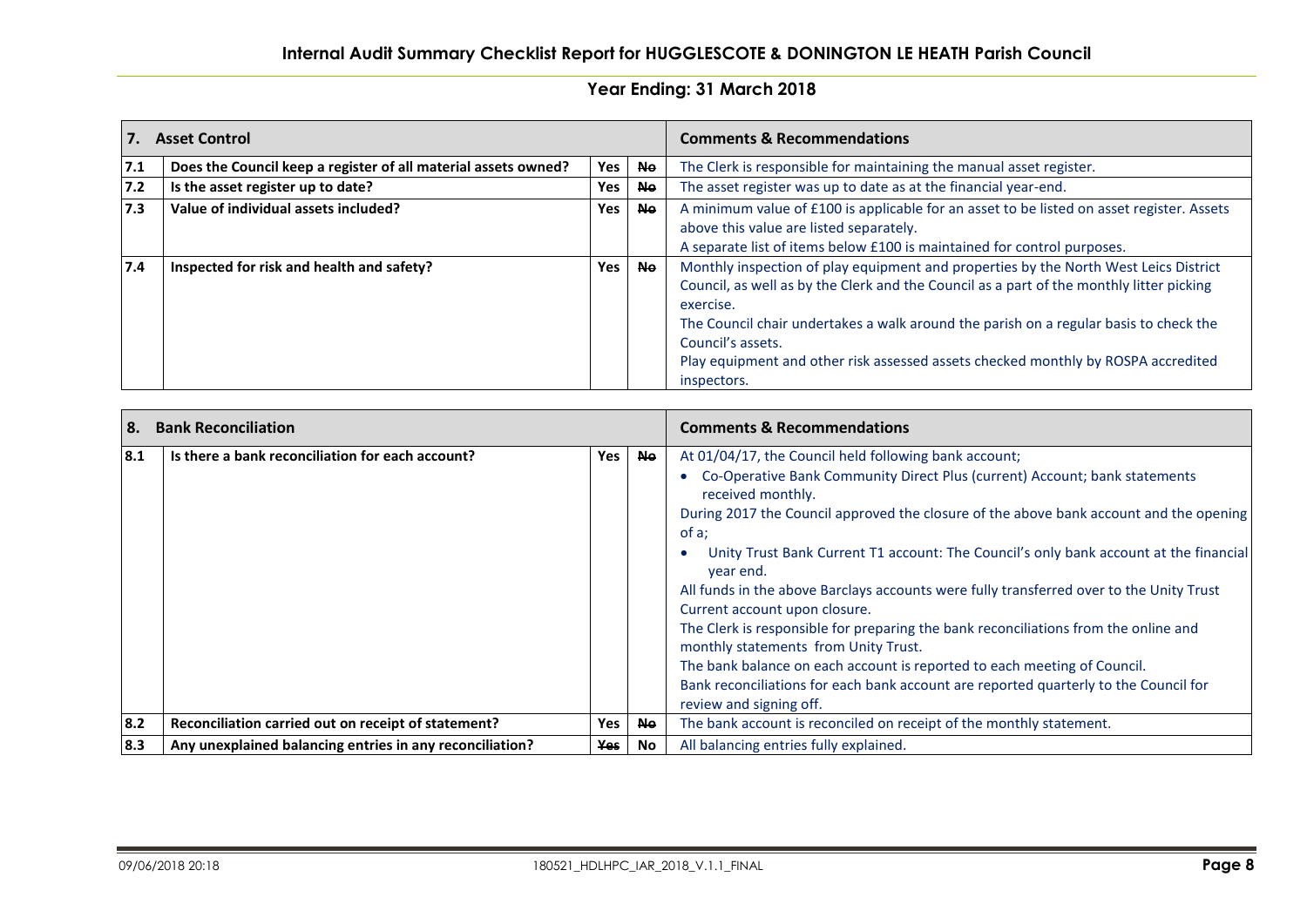## Internal Audit Summary Checklist Report for HUGGLESCOTE & DONINGTON LE HEATH Parish Council

### Year Ending: 31 March 2018

| 7. | Asset Control | | | Comments & Recommendations |
|---|---|---|---|---|
| 7.1 | Does the Council keep a register of all material assets owned? | Yes | ~~No~~ | The Clerk is responsible for maintaining the manual asset register. |
| 7.2 | Is the asset register up to date? | Yes | ~~No~~ | The asset register was up to date as at the financial year-end. |
| 7.3 | Value of individual assets included? | Yes | ~~No~~ | A minimum value of £100 is applicable for an asset to be listed on asset register. Assets above this value are listed separately.<br>A separate list of items below £100 is maintained for control purposes. |
| 7.4 | Inspected for risk and health and safety? | Yes | ~~No~~ | Monthly inspection of play equipment and properties by the North West Leics District Council, as well as by the Clerk and the Council as a part of the monthly litter picking exercise.<br>The Council chair undertakes a walk around the parish on a regular basis to check the Council's assets.<br>Play equipment and other risk assessed assets checked monthly by ROSPA accredited inspectors. |

| 8. | Bank Reconciliation | | | Comments & Recommendations |
|---|---|---|---|---|
| 8.1 | Is there a bank reconciliation for each account? | Yes | ~~No~~ | At 01/04/17, the Council held following bank account;<br>• Co-Operative Bank Community Direct Plus (current) Account; bank statements received monthly.<br>During 2017 the Council approved the closure of the above bank account and the opening of a;<br>• Unity Trust Bank Current T1 account: The Council's only bank account at the financial year end.<br>All funds in the above Barclays accounts were fully transferred over to the Unity Trust Current account upon closure.<br>The Clerk is responsible for preparing the bank reconciliations from the online and monthly statements from Unity Trust.<br>The bank balance on each account is reported to each meeting of Council.<br>Bank reconciliations for each bank account are reported quarterly to the Council for review and signing off. |
| 8.2 | Reconciliation carried out on receipt of statement? | Yes | ~~No~~ | The bank account is reconciled on receipt of the monthly statement. |
| 8.3 | Any unexplained balancing entries in any reconciliation? | ~~Yes~~ | No | All balancing entries fully explained. |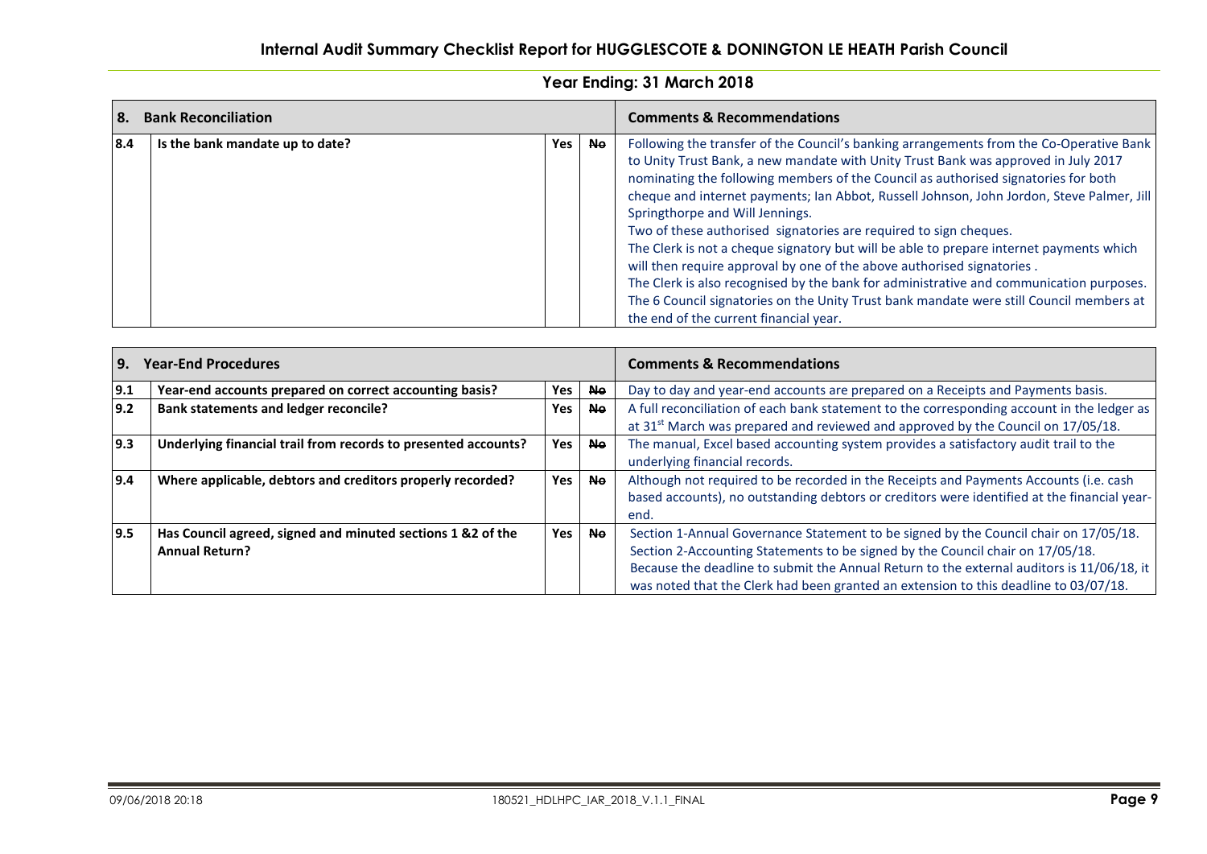## Internal Audit Summary Checklist Report for HUGGLESCOTE & DONINGTON LE HEATH Parish Council

### Year Ending: 31 March 2018

| 8. | Bank Reconciliation | | | Comments & Recommendations |
|---|---|---|---|---|
| 8.4 | Is the bank mandate up to date? | Yes | ~~No~~ | Following the transfer of the Council's banking arrangements from the Co-Operative Bank to Unity Trust Bank, a new mandate with Unity Trust Bank was approved in July 2017 nominating the following members of the Council as authorised signatories for both cheque and internet payments; Ian Abbot, Russell Johnson, John Jordon, Steve Palmer, Jill Springthorpe and Will Jennings.<br>Two of these authorised signatories are required to sign cheques.<br>The Clerk is not a cheque signatory but will be able to prepare internet payments which will then require approval by one of the above authorised signatories .<br>The Clerk is also recognised by the bank for administrative and communication purposes.<br>The 6 Council signatories on the Unity Trust bank mandate were still Council members at the end of the current financial year. |

| 9. | Year-End Procedures | | | Comments & Recommendations |
|---|---|---|---|---|
| 9.1 | Year-end accounts prepared on correct accounting basis? | Yes | ~~No~~ | Day to day and year-end accounts are prepared on a Receipts and Payments basis. |
| 9.2 | Bank statements and ledger reconcile? | Yes | ~~No~~ | A full reconciliation of each bank statement to the corresponding account in the ledger as at 31st March was prepared and reviewed and approved by the Council on 17/05/18. |
| 9.3 | Underlying financial trail from records to presented accounts? | Yes | ~~No~~ | The manual, Excel based accounting system provides a satisfactory audit trail to the underlying financial records. |
| 9.4 | Where applicable, debtors and creditors properly recorded? | Yes | ~~No~~ | Although not required to be recorded in the Receipts and Payments Accounts (i.e. cash based accounts), no outstanding debtors or creditors were identified at the financial year-end. |
| 9.5 | Has Council agreed, signed and minuted sections 1 &2 of the Annual Return? | Yes | ~~No~~ | Section 1-Annual Governance Statement to be signed by the Council chair on 17/05/18.<br>Section 2-Accounting Statements to be signed by the Council chair on 17/05/18.<br>Because the deadline to submit the Annual Return to the external auditors is 11/06/18, it was noted that the Clerk had been granted an extension to this deadline to 03/07/18. |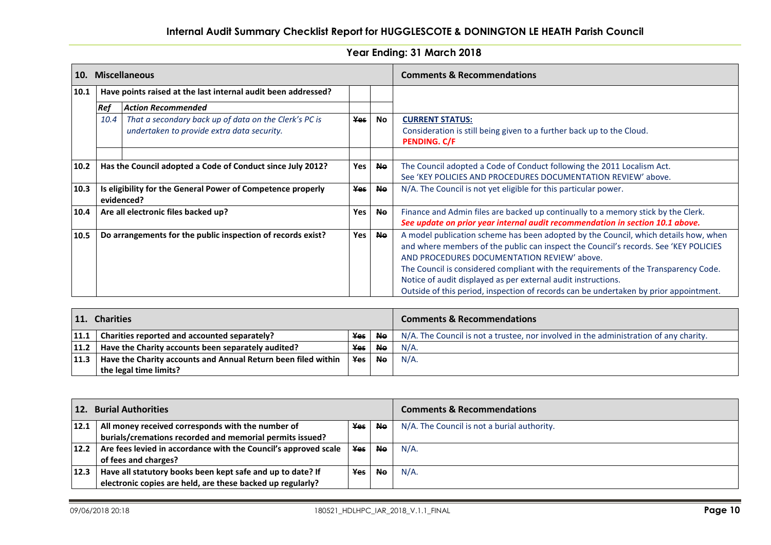# Internal Audit Summary Checklist Report for HUGGLESCOTE & DONINGTON LE HEATH Parish Council

## Year Ending: 31 March 2018

| 10. | Miscellaneous | | | Comments & Recommendations |
|---|---|---|---|---|
| 10.1 | Have points raised at the last internal audit been addressed? | | | |
| | *Ref* / *Action Recommended* | | | |
| | *10.4* / *That a secondary back up of data on the Clerk's PC is undertaken to provide extra data security.* | ~~Yes~~ | No | **CURRENT STATUS:** Consideration is still being given to a further back up to the Cloud. **PENDING. C/F** |
| 10.2 | Has the Council adopted a Code of Conduct since July 2012? | Yes | ~~No~~ | The Council adopted a Code of Conduct following the 2011 Localism Act. See 'KEY POLICIES AND PROCEDURES DOCUMENTATION REVIEW' above. |
| 10.3 | Is eligibility for the General Power of Competence properly evidenced? | ~~Yes~~ | ~~No~~ | N/A. The Council is not yet eligible for this particular power. |
| 10.4 | Are all electronic files backed up? | Yes | ~~No~~ | Finance and Admin files are backed up continually to a memory stick by the Clerk. ***See update on prior year internal audit recommendation in section 10.1 above.*** |
| 10.5 | Do arrangements for the public inspection of records exist? | Yes | ~~No~~ | A model publication scheme has been adopted by the Council, which details how, when and where members of the public can inspect the Council's records. See 'KEY POLICIES AND PROCEDURES DOCUMENTATION REVIEW' above. The Council is considered compliant with the requirements of the Transparency Code. Notice of audit displayed as per external audit instructions. Outside of this period, inspection of records can be undertaken by prior appointment. |

| 11. | Charities | | | Comments & Recommendations |
|---|---|---|---|---|
| 11.1 | Charities reported and accounted separately? | ~~Yes~~ | ~~No~~ | N/A. The Council is not a trustee, nor involved in the administration of any charity. |
| 11.2 | Have the Charity accounts been separately audited? | ~~Yes~~ | ~~No~~ | N/A. |
| 11.3 | Have the Charity accounts and Annual Return been filed within the legal time limits? | ~~Yes~~ | ~~No~~ | N/A. |

| 12. | Burial Authorities | | | Comments & Recommendations |
|---|---|---|---|---|
| 12.1 | All money received corresponds with the number of burials/cremations recorded and memorial permits issued? | ~~Yes~~ | ~~No~~ | N/A. The Council is not a burial authority. |
| 12.2 | Are fees levied in accordance with the Council's approved scale of fees and charges? | ~~Yes~~ | ~~No~~ | N/A. |
| 12.3 | Have all statutory books been kept safe and up to date? If electronic copies are held, are these backed up regularly? | ~~Yes~~ | ~~No~~ | N/A. |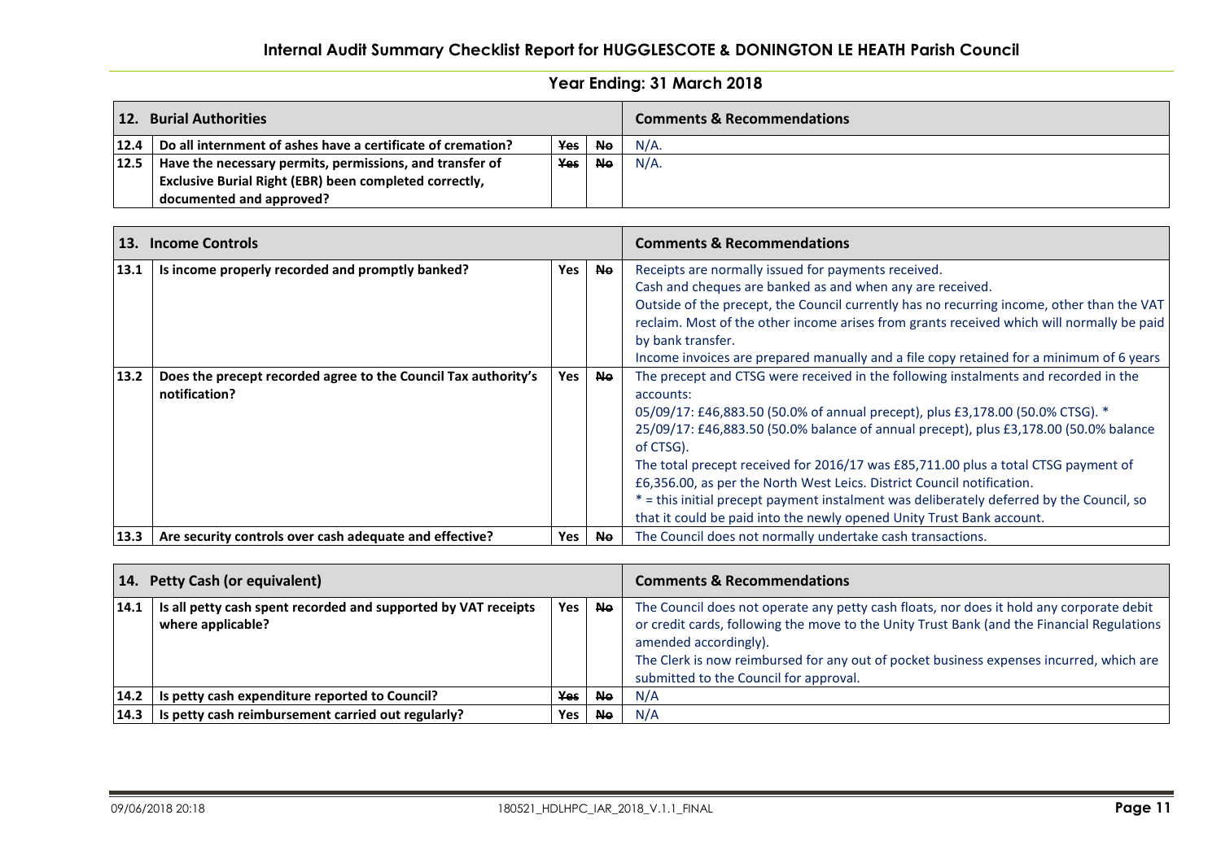# Internal Audit Summary Checklist Report for HUGGLESCOTE & DONINGTON LE HEATH Parish Council

## Year Ending: 31 March 2018

| 12. | Burial Authorities | | | Comments & Recommendations |
|---|---|---|---|---|
| 12.4 | Do all internment of ashes have a certificate of cremation? | ~~Yes~~ | ~~No~~ | N/A. |
| 12.5 | Have the necessary permits, permissions, and transfer of Exclusive Burial Right (EBR) been completed correctly, documented and approved? | ~~Yes~~ | ~~No~~ | N/A. |

| 13. | Income Controls | | | Comments & Recommendations |
|---|---|---|---|---|
| 13.1 | Is income properly recorded and promptly banked? | Yes | ~~No~~ | Receipts are normally issued for payments received.<br>Cash and cheques are banked as and when any are received.<br>Outside of the precept, the Council currently has no recurring income, other than the VAT reclaim. Most of the other income arises from grants received which will normally be paid by bank transfer.<br>Income invoices are prepared manually and a file copy retained for a minimum of 6 years |
| 13.2 | Does the precept recorded agree to the Council Tax authority's notification? | Yes | ~~No~~ | The precept and CTSG were received in the following instalments and recorded in the accounts:<br>05/09/17: £46,883.50 (50.0% of annual precept), plus £3,178.00 (50.0% CTSG). *<br>25/09/17: £46,883.50 (50.0% balance of annual precept), plus £3,178.00 (50.0% balance of CTSG).<br>The total precept received for 2016/17 was £85,711.00 plus a total CTSG payment of £6,356.00, as per the North West Leics. District Council notification.<br>* = this initial precept payment instalment was deliberately deferred by the Council, so that it could be paid into the newly opened Unity Trust Bank account. |
| 13.3 | Are security controls over cash adequate and effective? | Yes | ~~No~~ | The Council does not normally undertake cash transactions. |

| 14. | Petty Cash (or equivalent) | | | Comments & Recommendations |
|---|---|---|---|---|
| 14.1 | Is all petty cash spent recorded and supported by VAT receipts where applicable? | Yes | ~~No~~ | The Council does not operate any petty cash floats, nor does it hold any corporate debit or credit cards, following the move to the Unity Trust Bank (and the Financial Regulations amended accordingly).<br>The Clerk is now reimbursed for any out of pocket business expenses incurred, which are submitted to the Council for approval. |
| 14.2 | Is petty cash expenditure reported to Council? | ~~Yes~~ | ~~No~~ | N/A |
| 14.3 | Is petty cash reimbursement carried out regularly? | Yes | ~~No~~ | N/A |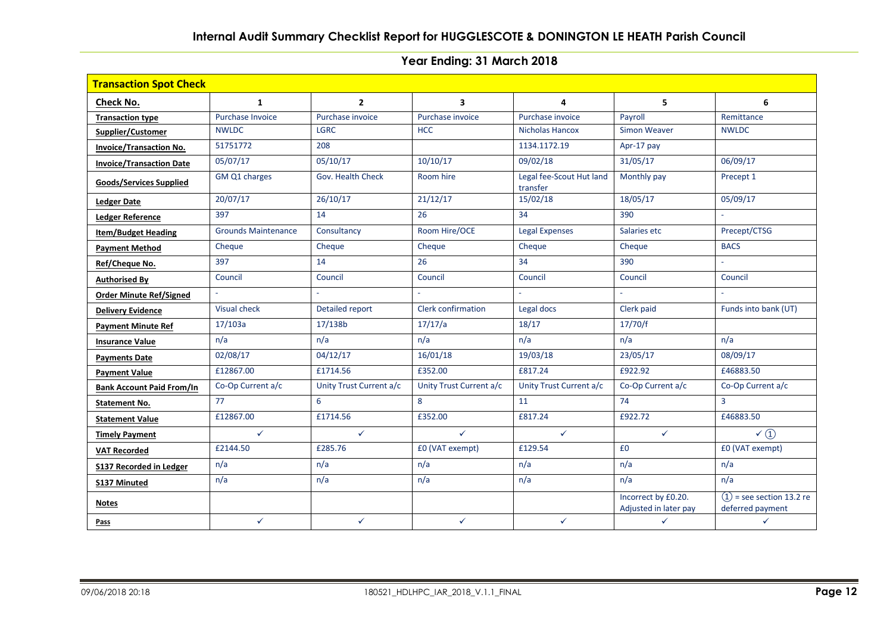# Internal Audit Summary Checklist Report for HUGGLESCOTE & DONINGTON LE HEATH Parish Council

## Year Ending: 31 March 2018

| **Transaction Spot Check** | | | | | | |
|---|---|---|---|---|---|---|
| **Check No.** | **1** | **2** | **3** | **4** | **5** | **6** |
| **Transaction type** | Purchase Invoice | Purchase invoice | Purchase invoice | Purchase invoice | Payroll | Remittance |
| **Supplier/Customer** | NWLDC | LGRC | HCC | Nicholas Hancox | Simon Weaver | NWLDC |
| **Invoice/Transaction No.** | 51751772 | 208 | | 1134.1172.19 | Apr-17 pay | |
| **Invoice/Transaction Date** | 05/07/17 | 05/10/17 | 10/10/17 | 09/02/18 | 31/05/17 | 06/09/17 |
| **Goods/Services Supplied** | GM Q1 charges | Gov. Health Check | Room hire | Legal fee-Scout Hut land transfer | Monthly pay | Precept 1 |
| **Ledger Date** | 20/07/17 | 26/10/17 | 21/12/17 | 15/02/18 | 18/05/17 | 05/09/17 |
| **Ledger Reference** | 397 | 14 | 26 | 34 | 390 | - |
| **Item/Budget Heading** | Grounds Maintenance | Consultancy | Room Hire/OCE | Legal Expenses | Salaries etc | Precept/CTSG |
| **Payment Method** | Cheque | Cheque | Cheque | Cheque | Cheque | BACS |
| **Ref/Cheque No.** | 397 | 14 | 26 | 34 | 390 | - |
| **Authorised By** | Council | Council | Council | Council | Council | Council |
| **Order Minute Ref/Signed** | - | - | - | - | - | - |
| **Delivery Evidence** | Visual check | Detailed report | Clerk confirmation | Legal docs | Clerk paid | Funds into bank (UT) |
| **Payment Minute Ref** | 17/103a | 17/138b | 17/17/a | 18/17 | 17/70/f | |
| **Insurance Value** | n/a | n/a | n/a | n/a | n/a | n/a |
| **Payments Date** | 02/08/17 | 04/12/17 | 16/01/18 | 19/03/18 | 23/05/17 | 08/09/17 |
| **Payment Value** | £12867.00 | £1714.56 | £352.00 | £817.24 | £922.92 | £46883.50 |
| **Bank Account Paid From/In** | Co-Op Current a/c | Unity Trust Current a/c | Unity Trust Current a/c | Unity Trust Current a/c | Co-Op Current a/c | Co-Op Current a/c |
| **Statement No.** | 77 | 6 | 8 | 11 | 74 | 3 |
| **Statement Value** | £12867.00 | £1714.56 | £352.00 | £817.24 | £922.72 | £46883.50 |
| **Timely Payment** | ✓ | ✓ | ✓ | ✓ | ✓ | ✓ ① |
| **VAT Recorded** | £2144.50 | £285.76 | £0 (VAT exempt) | £129.54 | £0 | £0 (VAT exempt) |
| **S137 Recorded in Ledger** | n/a | n/a | n/a | n/a | n/a | n/a |
| **S137 Minuted** | n/a | n/a | n/a | n/a | n/a | n/a |
| **Notes** | | | | | Incorrect by £0.20. Adjusted in later pay | ① = see section 13.2 re deferred payment |
| **Pass** | ✓ | ✓ | ✓ | ✓ | ✓ | ✓ |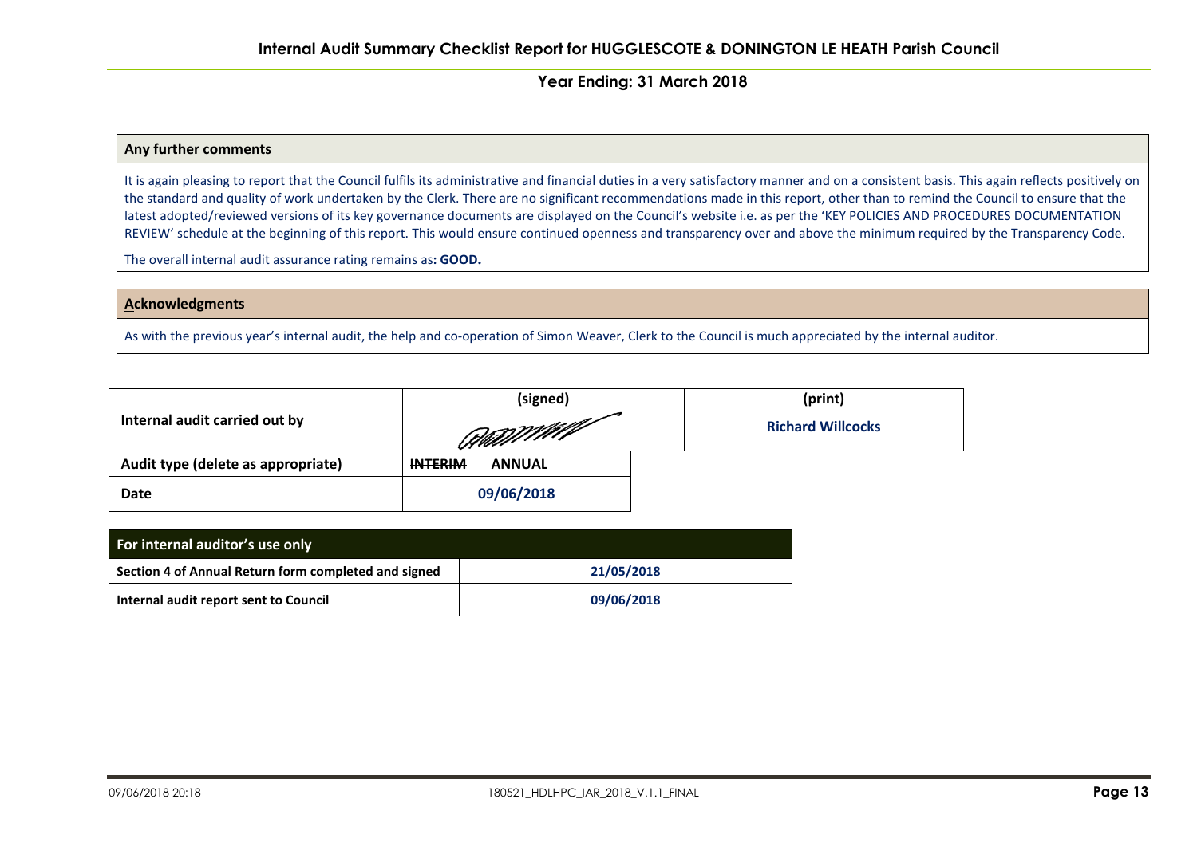# Internal Audit Summary Checklist Report for HUGGLESCOTE & DONINGTON LE HEATH Parish Council

## Year Ending: 31 March 2018

| Any further comments |
|---|
| It is again pleasing to report that the Council fulfils its administrative and financial duties in a very satisfactory manner and on a consistent basis. This again reflects positively on the standard and quality of work undertaken by the Clerk. There are no significant recommendations made in this report, other than to remind the Council to ensure that the latest adopted/reviewed versions of its key governance documents are displayed on the Council's website i.e. as per the 'KEY POLICIES AND PROCEDURES DOCUMENTATION REVIEW' schedule at the beginning of this report. This would ensure continued openness and transparency over and above the minimum required by the Transparency Code. The overall internal audit assurance rating remains as: **GOOD.** |

| Acknowledgments |
|---|
| As with the previous year's internal audit, the help and co-operation of Simon Weaver, Clerk to the Council is much appreciated by the internal auditor. |

| | (signed) | (print) |
|---|---|---|
| **Internal audit carried out by** | [signature] | **Richard Willcocks** |
| **Audit type (delete as appropriate)** | ~~INTERIM~~ **ANNUAL** | |
| **Date** | **09/06/2018** | |

| For internal auditor's use only | |
|---|---|
| **Section 4 of Annual Return form completed and signed** | **21/05/2018** |
| **Internal audit report sent to Council** | **09/06/2018** |

09/06/2018 20:18 180521_HDLHPC_IAR_2018_V.1.1_FINAL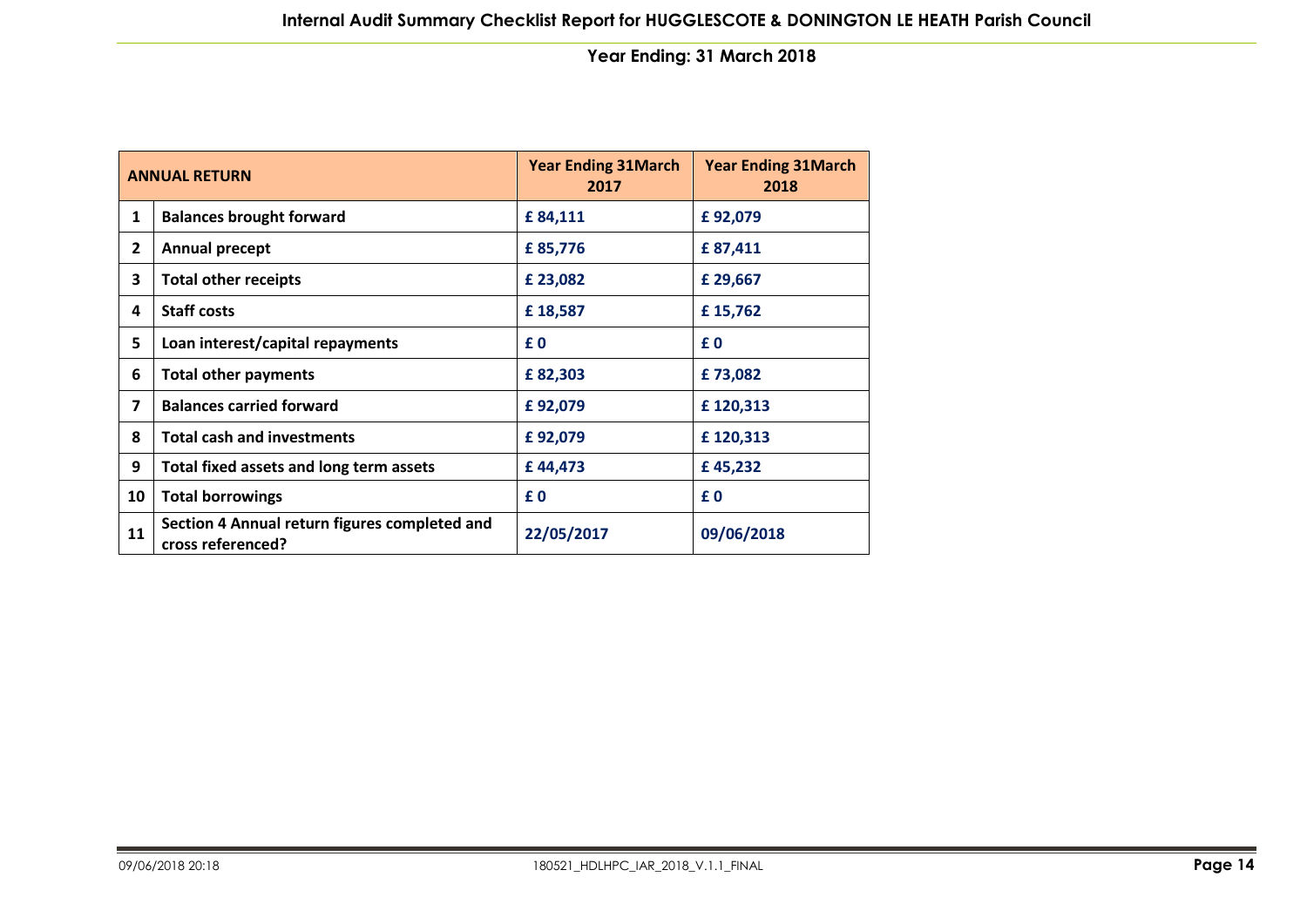# Internal Audit Summary Checklist Report for HUGGLESCOTE & DONINGTON LE HEATH Parish Council

## Year Ending: 31 March 2018

| ANNUAL RETURN | | Year Ending 31March 2017 | Year Ending 31March 2018 |
|---|---|---|---|
| 1 | Balances brought forward | £ 84,111 | £ 92,079 |
| 2 | Annual precept | £ 85,776 | £ 87,411 |
| 3 | Total other receipts | £ 23,082 | £ 29,667 |
| 4 | Staff costs | £ 18,587 | £ 15,762 |
| 5 | Loan interest/capital repayments | £ 0 | £ 0 |
| 6 | Total other payments | £ 82,303 | £ 73,082 |
| 7 | Balances carried forward | £ 92,079 | £ 120,313 |
| 8 | Total cash and investments | £ 92,079 | £ 120,313 |
| 9 | Total fixed assets and long term assets | £ 44,473 | £ 45,232 |
| 10 | Total borrowings | £ 0 | £ 0 |
| 11 | Section 4 Annual return figures completed and cross referenced? | 22/05/2017 | 09/06/2018 |